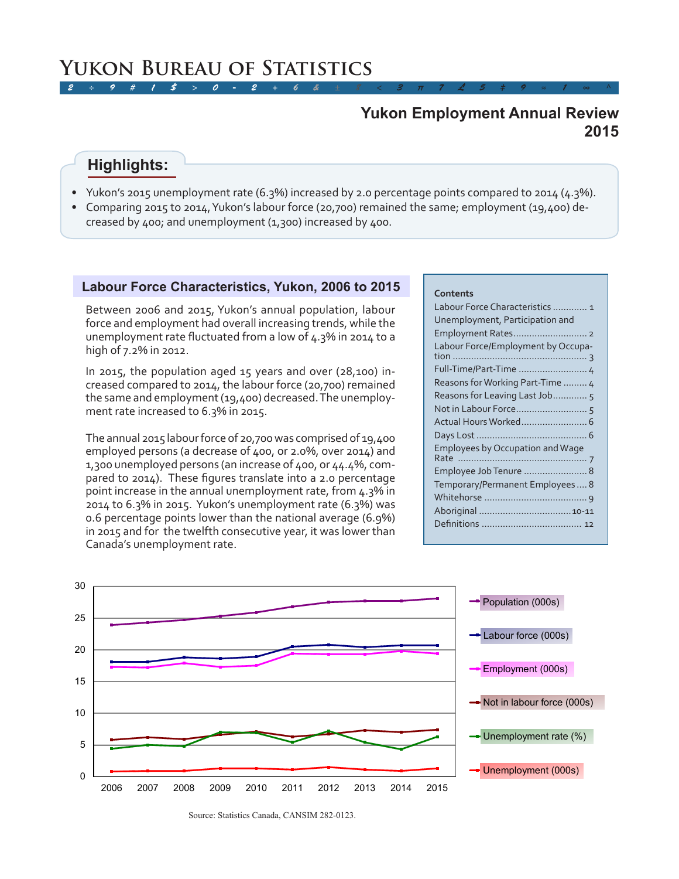# Yukon Bureau of Statistics

## Yukon Employment Annual Review 2015

### Highlights:

- Yukon's 2015 unemployment rate (6.3%) increased by 2.0 percentage points compared to 2014 (4.3%).
- Comparing 2015 to 2014, Yukon's labour force (20,700) remained the same; employment (19,400) decreased by 400; and unemployment (1,300) increased by 400.

## Labour Force Characteristics, Yukon, 2006 to 2015

Between 2006 and 2015, Yukon's annual population, labour force and employment had overall increasing trends, while the unemployment rate fluctuated from a low of 4.3% in 2014 to a high of 7.2% in 2012.

In 2015, the population aged 15 years and over (28,100) increased compared to 2014, the labour force (20,700) remained the same and employment (19,400) decreased. The unemployment rate increased to 6.3% in 2015.

The annual 2015 labour force of 20,700 was comprised of 19,400 employed persons (a decrease of 400, or 2.0%, over 2014) and 1,300 unemployed persons (an increase of 400, or 44.4%, compared to 2014). These figures translate into a 2.0 percentage point increase in the annual unemployment rate, from 4.3% in 2014 to 6.3% in 2015. Yukon's unemployment rate (6.3%) was 0.6 percentage points lower than the national average (6.9%) in 2015 and for the twelfth consecutive year, it was lower than Canada's unemployment rate.

**Contents**

| | |
|---|---|
| Labour Force Characteristics | 1 |
| Unemployment, Participation and Employment Rates | 2 |
| Labour Force/Employment by Occupation | 3 |
| Full-Time/Part-Time | 4 |
| Reasons for Working Part-Time | 4 |
| Reasons for Leaving Last Job | 5 |
| Not in Labour Force | 5 |
| Actual Hours Worked | 6 |
| Days Lost | 6 |
| Employees by Occupation and Wage Rate | 7 |
| Employee Job Tenure | 8 |
| Temporary/Permanent Employees | 8 |
| Whitehorse | 9 |
| Aboriginal | 10-11 |
| Definitions | 12 |

Legend: Population (000s); Labour force (000s); Employment (000s); Not in labour force (000s); Unemployment rate (%); Unemployment (000s)

Source: Statistics Canada, CANSIM 282-0123.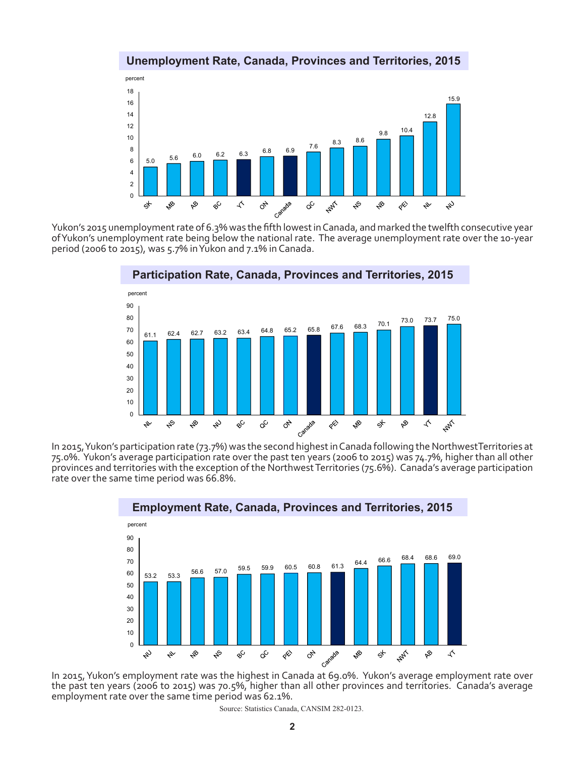## Unemployment Rate, Canada, Provinces and Territories, 2015

| Jurisdiction | Percent |
|---|---|
| SK | 5.0 |
| MB | 5.6 |
| AB | 6.0 |
| BC | 6.2 |
| YT | 6.3 |
| ON | 6.8 |
| Canada | 6.9 |
| QC | 7.6 |
| NWT | 8.3 |
| NS | 8.6 |
| NB | 9.8 |
| PEI | 10.4 |
| NL | 12.8 |
| NU | 15.9 |

Yukon's 2015 unemployment rate of 6.3% was the fifth lowest in Canada, and marked the twelfth consecutive year of Yukon's unemployment rate being below the national rate. The average unemployment rate over the 10-year period (2006 to 2015), was 5.7% in Yukon and 7.1% in Canada.

## Participation Rate, Canada, Provinces and Territories, 2015

| Jurisdiction | Percent |
|---|---|
| NL | 61.1 |
| NS | 62.4 |
| NB | 62.7 |
| NU | 63.2 |
| BC | 63.4 |
| QC | 64.8 |
| ON | 65.2 |
| Canada | 65.8 |
| PEI | 67.6 |
| MB | 68.3 |
| SK | 70.1 |
| AB | 73.0 |
| YT | 73.7 |
| NWT | 75.0 |

In 2015, Yukon's participation rate (73.7%) was the second highest in Canada following the Northwest Territories at 75.0%. Yukon's average participation rate over the past ten years (2006 to 2015) was 74.7%, higher than all other provinces and territories with the exception of the Northwest Territories (75.6%). Canada's average participation rate over the same time period was 66.8%.

## Employment Rate, Canada, Provinces and Territories, 2015

| Jurisdiction | Percent |
|---|---|
| NU | 53.2 |
| NL | 53.3 |
| NB | 56.6 |
| NS | 57.0 |
| BC | 59.5 |
| QC | 59.9 |
| PEI | 60.5 |
| ON | 60.8 |
| Canada | 61.3 |
| MB | 64.4 |
| SK | 66.6 |
| NWT | 68.4 |
| AB | 68.6 |
| YT | 69.0 |

In 2015, Yukon's employment rate was the highest in Canada at 69.0%. Yukon's average employment rate over the past ten years (2006 to 2015) was 70.5%, higher than all other provinces and territories. Canada's average employment rate over the same time period was 62.1%.

Source: Statistics Canada, CANSIM 282-0123.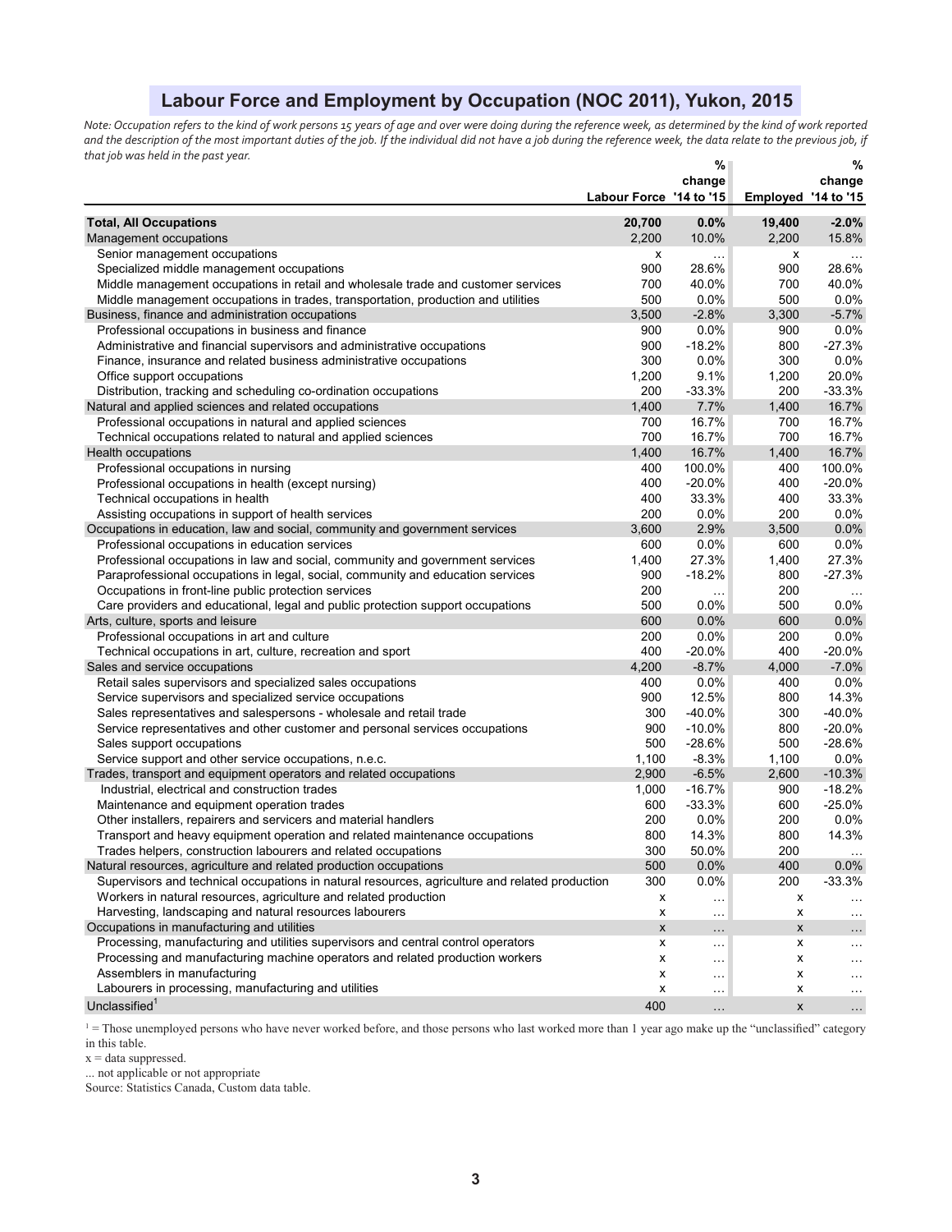# Labour Force and Employment by Occupation (NOC 2011), Yukon, 2015

*Note: Occupation refers to the kind of work persons 15 years of age and over were doing during the reference week, as determined by the kind of work reported and the description of the most important duties of the job. If the individual did not have a job during the reference week, the data relate to the previous job, if that job was held in the past year.*

| | Labour Force | % change '14 to '15 | Employed | % change '14 to '15 |
|---|---|---|---|---|
| **Total, All Occupations** | **20,700** | **0.0%** | **19,400** | **-2.0%** |
| Management occupations | 2,200 | 10.0% | 2,200 | 15.8% |
| Senior management occupations | x | ... | x | ... |
| Specialized middle management occupations | 900 | 28.6% | 900 | 28.6% |
| Middle management occupations in retail and wholesale trade and customer services | 700 | 40.0% | 700 | 40.0% |
| Middle management occupations in trades, transportation, production and utilities | 500 | 0.0% | 500 | 0.0% |
| Business, finance and administration occupations | 3,500 | -2.8% | 3,300 | -5.7% |
| Professional occupations in business and finance | 900 | 0.0% | 900 | 0.0% |
| Administrative and financial supervisors and administrative occupations | 900 | -18.2% | 800 | -27.3% |
| Finance, insurance and related business administrative occupations | 300 | 0.0% | 300 | 0.0% |
| Office support occupations | 1,200 | 9.1% | 1,200 | 20.0% |
| Distribution, tracking and scheduling co-ordination occupations | 200 | -33.3% | 200 | -33.3% |
| Natural and applied sciences and related occupations | 1,400 | 7.7% | 1,400 | 16.7% |
| Professional occupations in natural and applied sciences | 700 | 16.7% | 700 | 16.7% |
| Technical occupations related to natural and applied sciences | 700 | 16.7% | 700 | 16.7% |
| Health occupations | 1,400 | 16.7% | 1,400 | 16.7% |
| Professional occupations in nursing | 400 | 100.0% | 400 | 100.0% |
| Professional occupations in health (except nursing) | 400 | -20.0% | 400 | -20.0% |
| Technical occupations in health | 400 | 33.3% | 400 | 33.3% |
| Assisting occupations in support of health services | 200 | 0.0% | 200 | 0.0% |
| Occupations in education, law and social, community and government services | 3,600 | 2.9% | 3,500 | 0.0% |
| Professional occupations in education services | 600 | 0.0% | 600 | 0.0% |
| Professional occupations in law and social, community and government services | 1,400 | 27.3% | 1,400 | 27.3% |
| Paraprofessional occupations in legal, social, community and education services | 900 | -18.2% | 800 | -27.3% |
| Occupations in front-line public protection services | 200 | ... | 200 | ... |
| Care providers and educational, legal and public protection support occupations | 500 | 0.0% | 500 | 0.0% |
| Arts, culture, sports and leisure | 600 | 0.0% | 600 | 0.0% |
| Professional occupations in art and culture | 200 | 0.0% | 200 | 0.0% |
| Technical occupations in art, culture, recreation and sport | 400 | -20.0% | 400 | -20.0% |
| Sales and service occupations | 4,200 | -8.7% | 4,000 | -7.0% |
| Retail sales supervisors and specialized sales occupations | 400 | 0.0% | 400 | 0.0% |
| Service supervisors and specialized service occupations | 900 | 12.5% | 800 | 14.3% |
| Sales representatives and salespersons - wholesale and retail trade | 300 | -40.0% | 300 | -40.0% |
| Service representatives and other customer and personal services occupations | 900 | -10.0% | 800 | -20.0% |
| Sales support occupations | 500 | -28.6% | 500 | -28.6% |
| Service support and other service occupations, n.e.c. | 1,100 | -8.3% | 1,100 | 0.0% |
| Trades, transport and equipment operators and related occupations | 2,900 | -6.5% | 2,600 | -10.3% |
| Industrial, electrical and construction trades | 1,000 | -16.7% | 900 | -18.2% |
| Maintenance and equipment operation trades | 600 | -33.3% | 600 | -25.0% |
| Other installers, repairers and servicers and material handlers | 200 | 0.0% | 200 | 0.0% |
| Transport and heavy equipment operation and related maintenance occupations | 800 | 14.3% | 800 | 14.3% |
| Trades helpers, construction labourers and related occupations | 300 | 50.0% | 200 | ... |
| Natural resources, agriculture and related production occupations | 500 | 0.0% | 400 | 0.0% |
| Supervisors and technical occupations in natural resources, agriculture and related production | 300 | 0.0% | 200 | -33.3% |
| Workers in natural resources, agriculture and related production | x | ... | x | ... |
| Harvesting, landscaping and natural resources labourers | x | ... | x | ... |
| Occupations in manufacturing and utilities | x | ... | x | ... |
| Processing, manufacturing and utilities supervisors and central control operators | x | ... | x | ... |
| Processing and manufacturing machine operators and related production workers | x | ... | x | ... |
| Assemblers in manufacturing | x | ... | x | ... |
| Labourers in processing, manufacturing and utilities | x | ... | x | ... |
| Unclassified[1] | 400 | ... | x | ... |

[1] = Those unemployed persons who have never worked before, and those persons who last worked more than 1 year ago make up the "unclassified" category in this table.

x = data suppressed.

... not applicable or not appropriate

Source: Statistics Canada, Custom data table.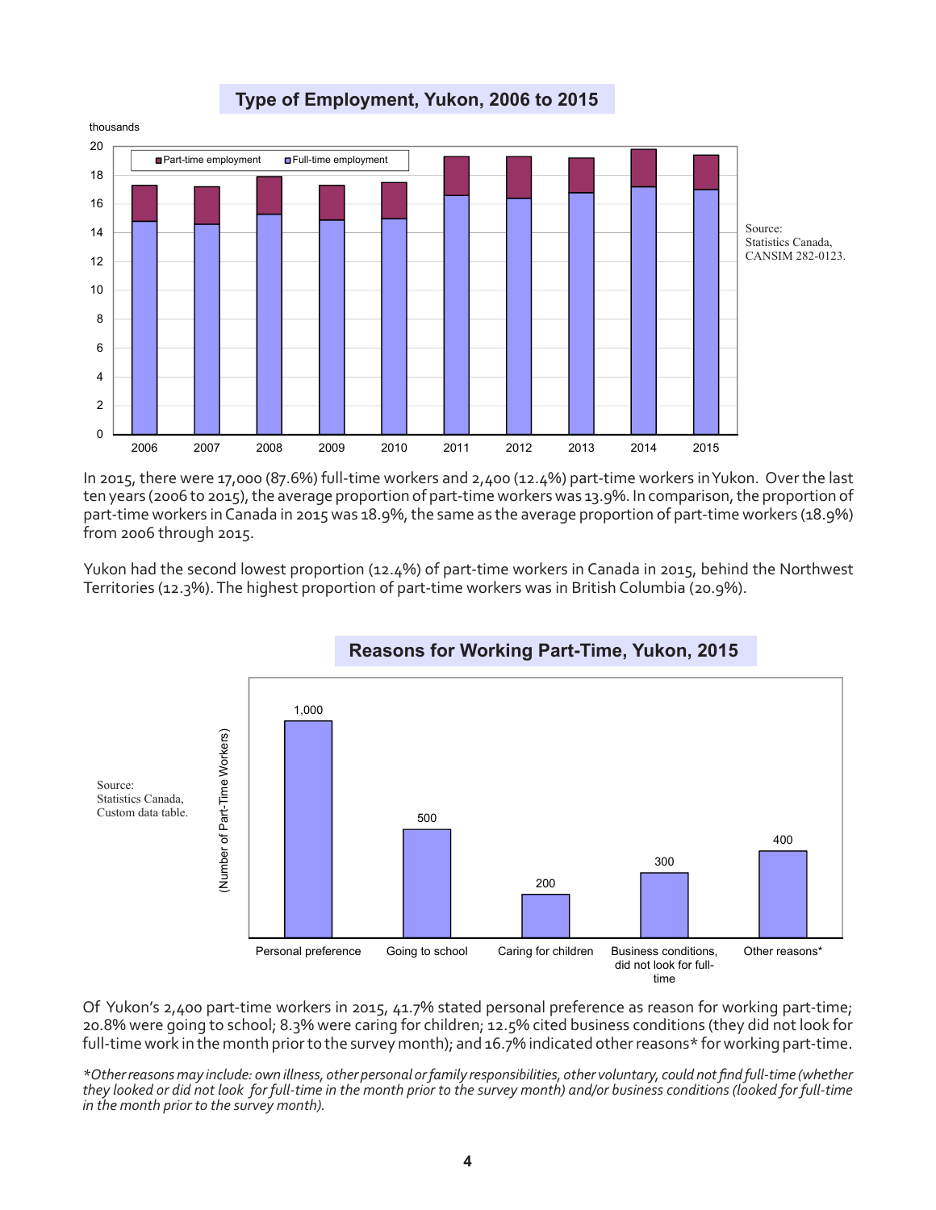## Type of Employment, Yukon, 2006 to 2015

thousands

Part-time employment | Full-time employment

Source: Statistics Canada, CANSIM 282-0123.

In 2015, there were 17,000 (87.6%) full-time workers and 2,400 (12.4%) part-time workers in Yukon. Over the last ten years (2006 to 2015), the average proportion of part-time workers was 13.9%. In comparison, the proportion of part-time workers in Canada in 2015 was 18.9%, the same as the average proportion of part-time workers (18.9%) from 2006 through 2015.

Yukon had the second lowest proportion (12.4%) of part-time workers in Canada in 2015, behind the Northwest Territories (12.3%). The highest proportion of part-time workers was in British Columbia (20.9%).

## Reasons for Working Part-Time, Yukon, 2015

(Number of Part-Time Workers)

| Reason | Number of Part-Time Workers |
|---|---|
| Personal preference | 1,000 |
| Going to school | 500 |
| Caring for children | 200 |
| Business conditions, did not look for full-time | 300 |
| Other reasons* | 400 |

Source: Statistics Canada, Custom data table.

Of Yukon's 2,400 part-time workers in 2015, 41.7% stated personal preference as reason for working part-time; 20.8% were going to school; 8.3% were caring for children; 12.5% cited business conditions (they did not look for full-time work in the month prior to the survey month); and 16.7% indicated other reasons* for working part-time.

*\*Other reasons may include: own illness, other personal or family responsibilities, other voluntary, could not find full-time (whether they looked or did not look for full-time in the month prior to the survey month) and/or business conditions (looked for full-time in the month prior to the survey month).*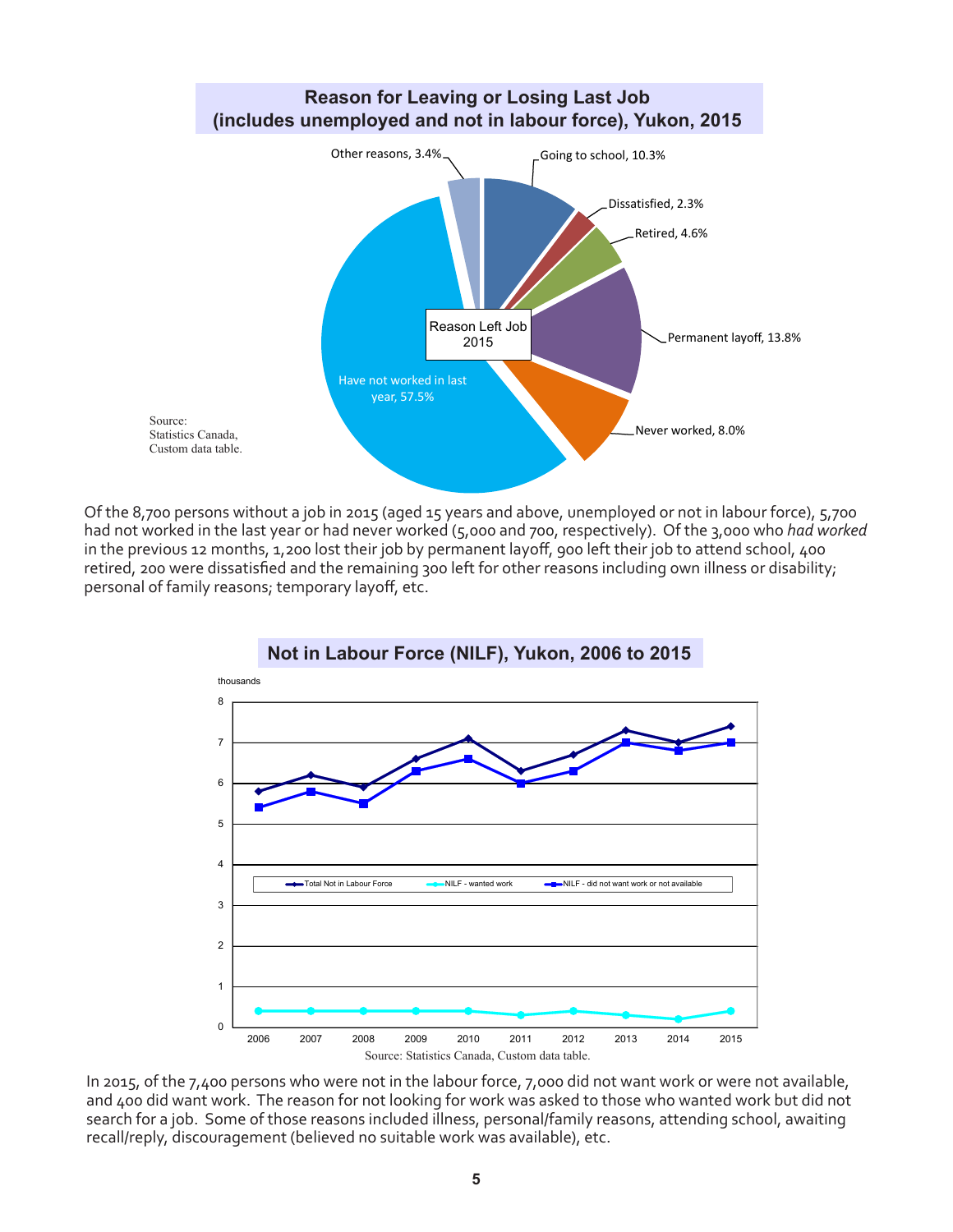## Reason for Leaving or Losing Last Job (includes unemployed and not in labour force), Yukon, 2015

Reason Left Job 2015

- Going to school, 10.3%
- Dissatisfied, 2.3%
- Retired, 4.6%
- Permanent layoff, 13.8%
- Never worked, 8.0%
- Have not worked in last year, 57.5%
- Other reasons, 3.4%

Source: Statistics Canada, Custom data table.

Of the 8,700 persons without a job in 2015 (aged 15 years and above, unemployed or not in labour force), 5,700 had not worked in the last year or had never worked (5,000 and 700, respectively). Of the 3,000 who *had worked* in the previous 12 months, 1,200 lost their job by permanent layoff, 900 left their job to attend school, 400 retired, 200 were dissatisfied and the remaining 300 left for other reasons including own illness or disability; personal of family reasons; temporary layoff, etc.

## Not in Labour Force (NILF), Yukon, 2006 to 2015

thousands

- Total Not in Labour Force
- NILF - wanted work
- NILF - did not want work or not available

Source: Statistics Canada, Custom data table.

In 2015, of the 7,400 persons who were not in the labour force, 7,000 did not want work or were not available, and 400 did want work. The reason for not looking for work was asked to those who wanted work but did not search for a job. Some of those reasons included illness, personal/family reasons, attending school, awaiting recall/reply, discouragement (believed no suitable work was available), etc.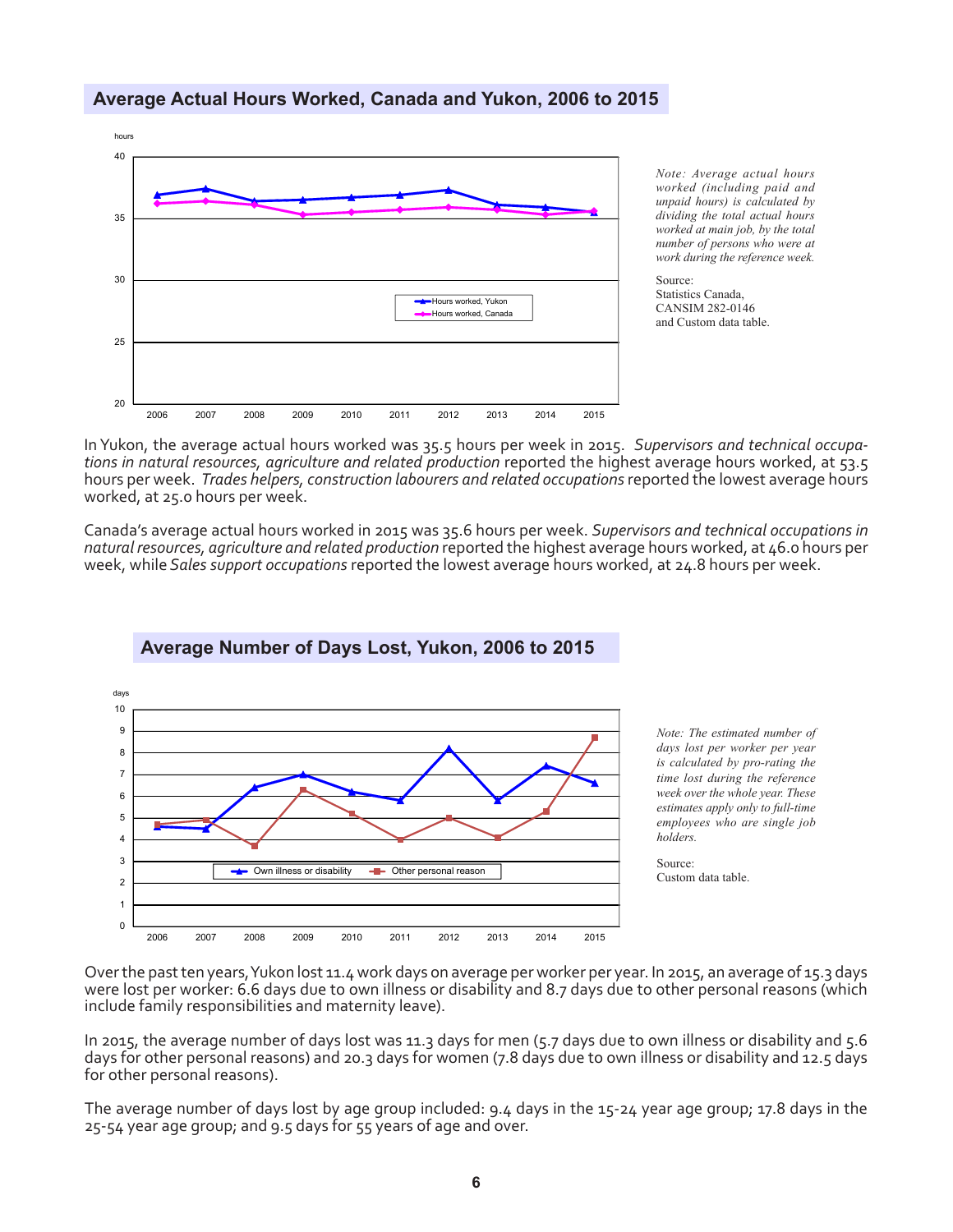## Average Actual Hours Worked, Canada and Yukon, 2006 to 2015

*Note: Average actual hours worked (including paid and unpaid hours) is calculated by dividing the total actual hours worked at main job, by the total number of persons who were at work during the reference week.*

Source:
Statistics Canada,
CANSIM 282-0146
and Custom data table.

In Yukon, the average actual hours worked was 35.5 hours per week in 2015. *Supervisors and technical occupations in natural resources, agriculture and related production* reported the highest average hours worked, at 53.5 hours per week. *Trades helpers, construction labourers and related occupations* reported the lowest average hours worked, at 25.0 hours per week.

Canada's average actual hours worked in 2015 was 35.6 hours per week. *Supervisors and technical occupations in natural resources, agriculture and related production* reported the highest average hours worked, at 46.0 hours per week, while *Sales support occupations* reported the lowest average hours worked, at 24.8 hours per week.

## Average Number of Days Lost, Yukon, 2006 to 2015

*Note: The estimated number of days lost per worker per year is calculated by pro-rating the time lost during the reference week over the whole year. These estimates apply only to full-time employees who are single job holders.*

Source:
Custom data table.

Over the past ten years, Yukon lost 11.4 work days on average per worker per year. In 2015, an average of 15.3 days were lost per worker: 6.6 days due to own illness or disability and 8.7 days due to other personal reasons (which include family responsibilities and maternity leave).

In 2015, the average number of days lost was 11.3 days for men (5.7 days due to own illness or disability and 5.6 days for other personal reasons) and 20.3 days for women (7.8 days due to own illness or disability and 12.5 days for other personal reasons).

The average number of days lost by age group included: 9.4 days in the 15-24 year age group; 17.8 days in the 25-54 year age group; and 9.5 days for 55 years of age and over.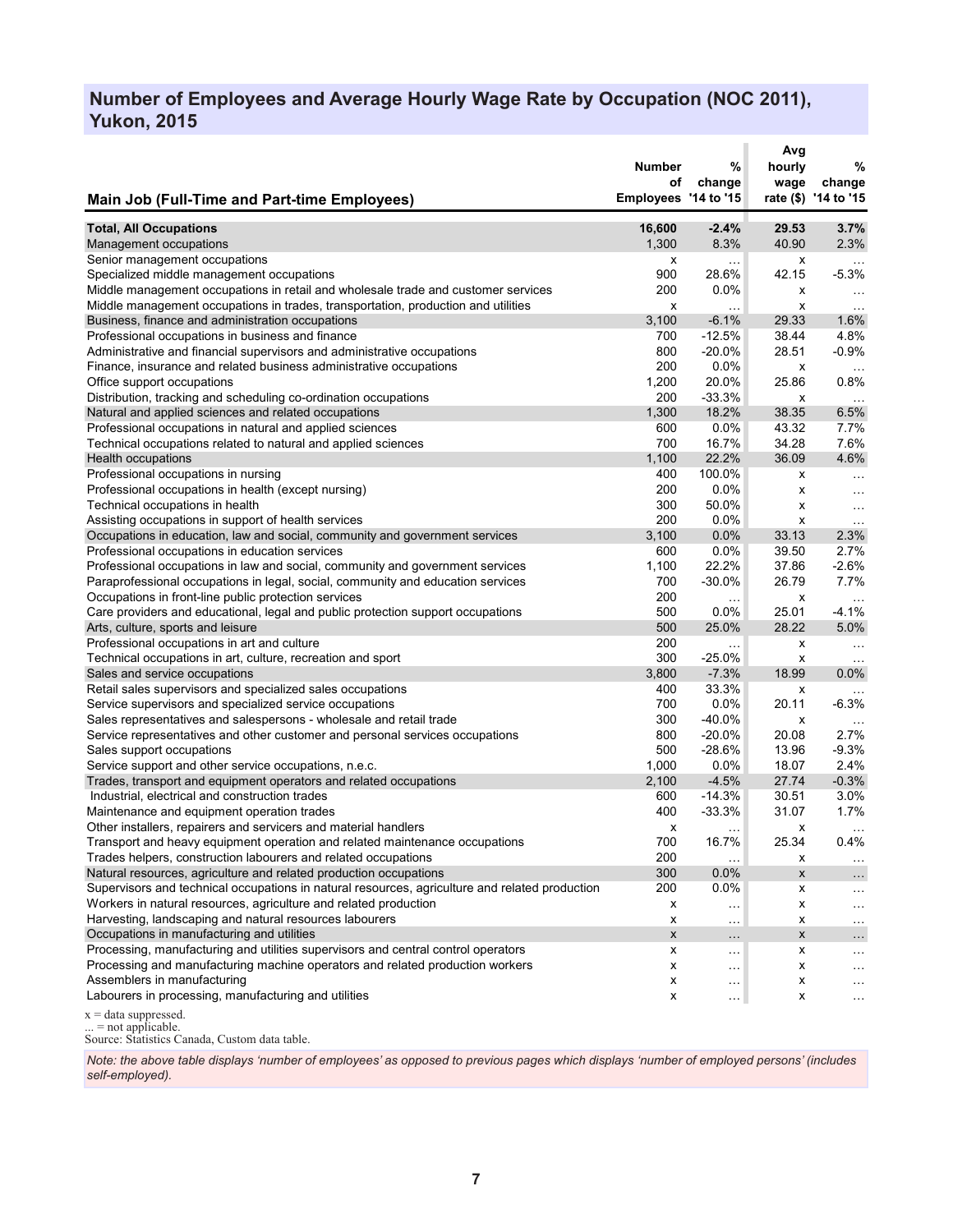## Number of Employees and Average Hourly Wage Rate by Occupation (NOC 2011), Yukon, 2015

| Main Job (Full-Time and Part-time Employees) | Number of Employees | % change '14 to '15 | Avg hourly wage rate ($) | % change '14 to '15 |
|---|---|---|---|---|
| **Total, All Occupations** | **16,600** | **-2.4%** | **29.53** | **3.7%** |
| Management occupations | 1,300 | 8.3% | 40.90 | 2.3% |
| Senior management occupations | x | … | x | … |
| Specialized middle management occupations | 900 | 28.6% | 42.15 | -5.3% |
| Middle management occupations in retail and wholesale trade and customer services | 200 | 0.0% | x | … |
| Middle management occupations in trades, transportation, production and utilities | x | … | x | … |
| Business, finance and administration occupations | 3,100 | -6.1% | 29.33 | 1.6% |
| Professional occupations in business and finance | 700 | -12.5% | 38.44 | 4.8% |
| Administrative and financial supervisors and administrative occupations | 800 | -20.0% | 28.51 | -0.9% |
| Finance, insurance and related business administrative occupations | 200 | 0.0% | x | … |
| Office support occupations | 1,200 | 20.0% | 25.86 | 0.8% |
| Distribution, tracking and scheduling co-ordination occupations | 200 | -33.3% | x | … |
| Natural and applied sciences and related occupations | 1,300 | 18.2% | 38.35 | 6.5% |
| Professional occupations in natural and applied sciences | 600 | 0.0% | 43.32 | 7.7% |
| Technical occupations related to natural and applied sciences | 700 | 16.7% | 34.28 | 7.6% |
| Health occupations | 1,100 | 22.2% | 36.09 | 4.6% |
| Professional occupations in nursing | 400 | 100.0% | x | … |
| Professional occupations in health (except nursing) | 200 | 0.0% | x | … |
| Technical occupations in health | 300 | 50.0% | x | … |
| Assisting occupations in support of health services | 200 | 0.0% | x | … |
| Occupations in education, law and social, community and government services | 3,100 | 0.0% | 33.13 | 2.3% |
| Professional occupations in education services | 600 | 0.0% | 39.50 | 2.7% |
| Professional occupations in law and social, community and government services | 1,100 | 22.2% | 37.86 | -2.6% |
| Paraprofessional occupations in legal, social, community and education services | 700 | -30.0% | 26.79 | 7.7% |
| Occupations in front-line public protection services | 200 | … | x | … |
| Care providers and educational, legal and public protection support occupations | 500 | 0.0% | 25.01 | -4.1% |
| Arts, culture, sports and leisure | 500 | 25.0% | 28.22 | 5.0% |
| Professional occupations in art and culture | 200 | … | x | … |
| Technical occupations in art, culture, recreation and sport | 300 | -25.0% | x | … |
| Sales and service occupations | 3,800 | -7.3% | 18.99 | 0.0% |
| Retail sales supervisors and specialized sales occupations | 400 | 33.3% | x | … |
| Service supervisors and specialized service occupations | 700 | 0.0% | 20.11 | -6.3% |
| Sales representatives and salespersons - wholesale and retail trade | 300 | -40.0% | x | … |
| Service representatives and other customer and personal services occupations | 800 | -20.0% | 20.08 | 2.7% |
| Sales support occupations | 500 | -28.6% | 13.96 | -9.3% |
| Service support and other service occupations, n.e.c. | 1,000 | 0.0% | 18.07 | 2.4% |
| Trades, transport and equipment operators and related occupations | 2,100 | -4.5% | 27.74 | -0.3% |
| Industrial, electrical and construction trades | 600 | -14.3% | 30.51 | 3.0% |
| Maintenance and equipment operation trades | 400 | -33.3% | 31.07 | 1.7% |
| Other installers, repairers and servicers and material handlers | x | … | x | … |
| Transport and heavy equipment operation and related maintenance occupations | 700 | 16.7% | 25.34 | 0.4% |
| Trades helpers, construction labourers and related occupations | 200 | … | x | … |
| Natural resources, agriculture and related production occupations | 300 | 0.0% | x | … |
| Supervisors and technical occupations in natural resources, agriculture and related production | 200 | 0.0% | x | … |
| Workers in natural resources, agriculture and related production | x | … | x | … |
| Harvesting, landscaping and natural resources labourers | x | … | x | … |
| Occupations in manufacturing and utilities | x | … | x | … |
| Processing, manufacturing and utilities supervisors and central control operators | x | … | x | … |
| Processing and manufacturing machine operators and related production workers | x | … | x | … |
| Assemblers in manufacturing | x | … | x | … |
| Labourers in processing, manufacturing and utilities | x | … | x | … |

x = data suppressed.
... = not applicable.
Source: Statistics Canada, Custom data table.

*Note: the above table displays 'number of employees' as opposed to previous pages which displays 'number of employed persons' (includes self-employed).*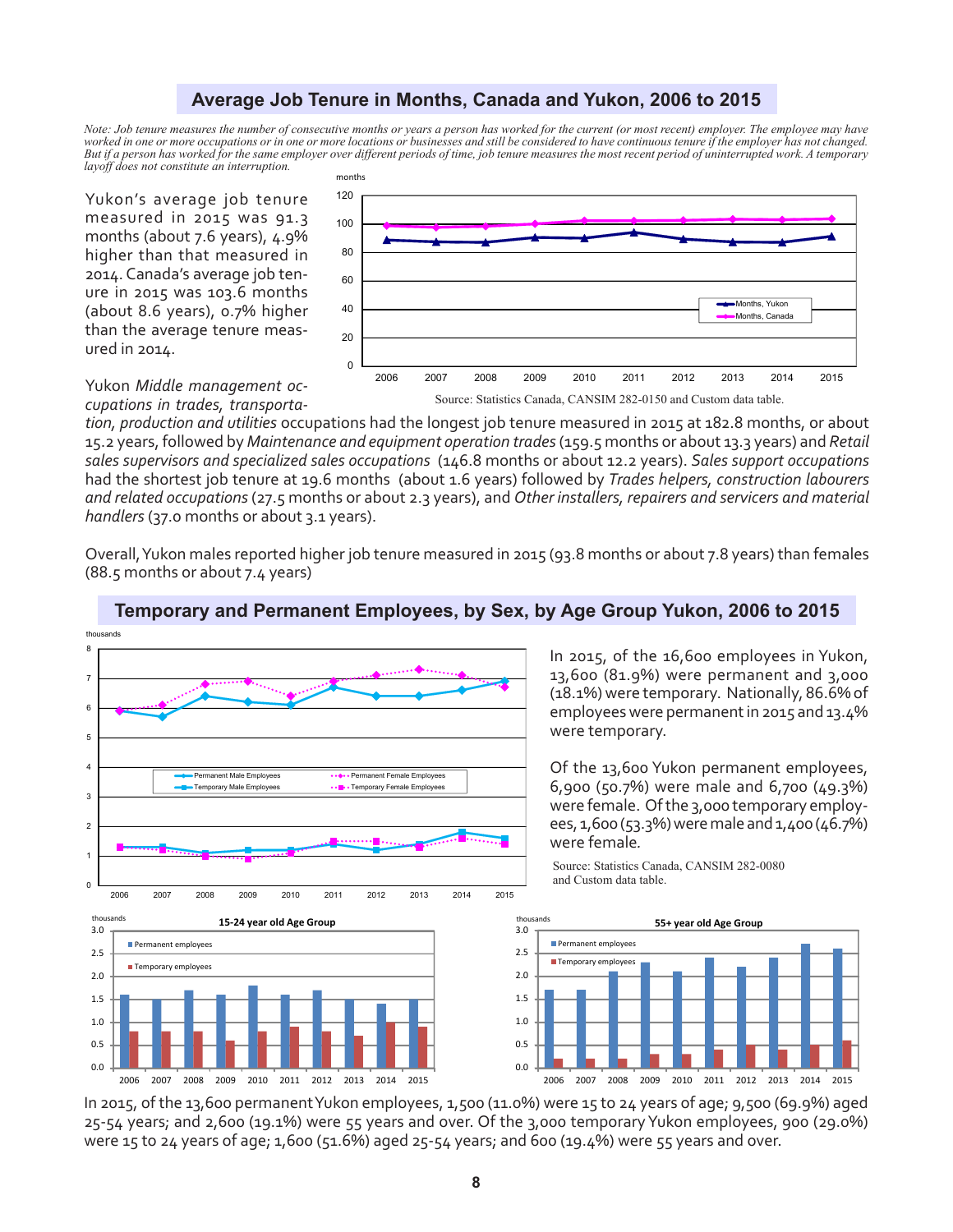## Average Job Tenure in Months, Canada and Yukon, 2006 to 2015

*Note: Job tenure measures the number of consecutive months or years a person has worked for the current (or most recent) employer. The employee may have worked in one or more occupations or in one or more locations or businesses and still be considered to have continuous tenure if the employer has not changed. But if a person has worked for the same employer over different periods of time, job tenure measures the most recent period of uninterrupted work. A temporary layoff does not constitute an interruption.*

Yukon's average job tenure measured in 2015 was 91.3 months (about 7.6 years), 4.9% higher than that measured in 2014. Canada's average job tenure in 2015 was 103.6 months (about 8.6 years), 0.7% higher than the average tenure measured in 2014.

Source: Statistics Canada, CANSIM 282-0150 and Custom data table.

Yukon *Middle management occupations in trades, transportation, production and utilities* occupations had the longest job tenure measured in 2015 at 182.8 months, or about 15.2 years, followed by *Maintenance and equipment operation trades* (159.5 months or about 13.3 years) and *Retail sales supervisors and specialized sales occupations* (146.8 months or about 12.2 years). *Sales support occupations* had the shortest job tenure at 19.6 months (about 1.6 years) followed by *Trades helpers, construction labourers and related occupations* (27.5 months or about 2.3 years), and *Other installers, repairers and servicers and material handlers* (37.0 months or about 3.1 years).

Overall, Yukon males reported higher job tenure measured in 2015 (93.8 months or about 7.8 years) than females (88.5 months or about 7.4 years)

## Temporary and Permanent Employees, by Sex, by Age Group Yukon, 2006 to 2015

In 2015, of the 16,600 employees in Yukon, 13,600 (81.9%) were permanent and 3,000 (18.1%) were temporary. Nationally, 86.6% of employees were permanent in 2015 and 13.4% were temporary.

Of the 13,600 Yukon permanent employees, 6,900 (50.7%) were male and 6,700 (49.3%) were female. Of the 3,000 temporary employees, 1,600 (53.3%) were male and 1,400 (46.7%) were female.

Source: Statistics Canada, CANSIM 282-0080 and Custom data table.

In 2015, of the 13,600 permanent Yukon employees, 1,500 (11.0%) were 15 to 24 years of age; 9,500 (69.9%) aged 25-54 years; and 2,600 (19.1%) were 55 years and over. Of the 3,000 temporary Yukon employees, 900 (29.0%) were 15 to 24 years of age; 1,600 (51.6%) aged 25-54 years; and 600 (19.4%) were 55 years and over.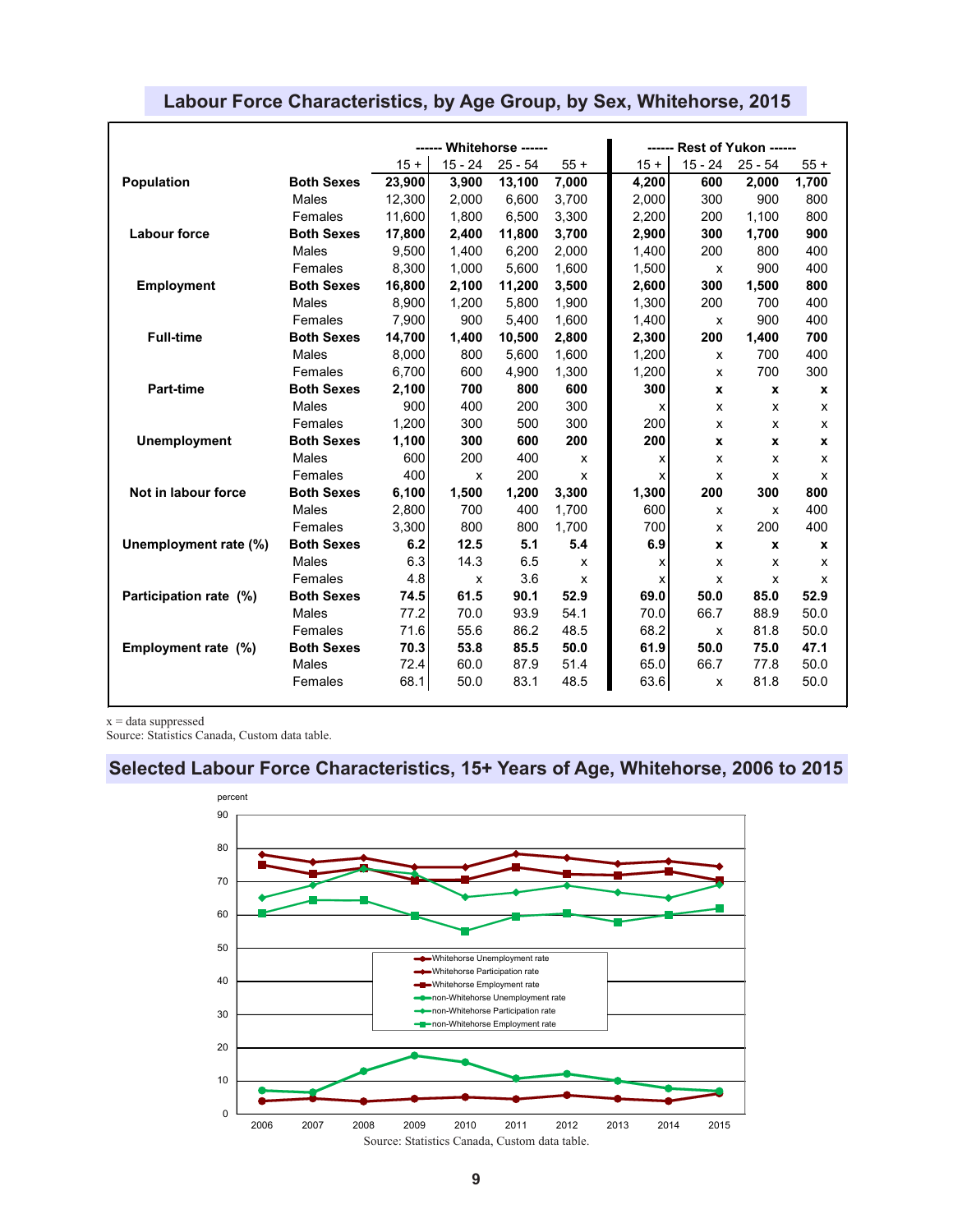## Labour Force Characteristics, by Age Group, by Sex, Whitehorse, 2015

| | | Whitehorse | | | | Rest of Yukon | | | |
|---|---|---|---|---|---|---|---|---|---|
| | | 15 + | 15 - 24 | 25 - 54 | 55 + | 15 + | 15 - 24 | 25 - 54 | 55 + |
| **Population** | **Both Sexes** | **23,900** | **3,900** | **13,100** | **7,000** | **4,200** | **600** | **2,000** | **1,700** |
| | Males | 12,300 | 2,000 | 6,600 | 3,700 | 2,000 | 300 | 900 | 800 |
| | Females | 11,600 | 1,800 | 6,500 | 3,300 | 2,200 | 200 | 1,100 | 800 |
| **Labour force** | **Both Sexes** | **17,800** | **2,400** | **11,800** | **3,700** | **2,900** | **300** | **1,700** | **900** |
| | Males | 9,500 | 1,400 | 6,200 | 2,000 | 1,400 | 200 | 800 | 400 |
| | Females | 8,300 | 1,000 | 5,600 | 1,600 | 1,500 | x | 900 | 400 |
| **Employment** | **Both Sexes** | **16,800** | **2,100** | **11,200** | **3,500** | **2,600** | **300** | **1,500** | **800** |
| | Males | 8,900 | 1,200 | 5,800 | 1,900 | 1,300 | 200 | 700 | 400 |
| | Females | 7,900 | 900 | 5,400 | 1,600 | 1,400 | x | 900 | 400 |
| **Full-time** | **Both Sexes** | **14,700** | **1,400** | **10,500** | **2,800** | **2,300** | **200** | **1,400** | **700** |
| | Males | 8,000 | 800 | 5,600 | 1,600 | 1,200 | x | 700 | 400 |
| | Females | 6,700 | 600 | 4,900 | 1,300 | 1,200 | x | 700 | 300 |
| **Part-time** | **Both Sexes** | **2,100** | **700** | **800** | **600** | **300** | **x** | **x** | **x** |
| | Males | 900 | 400 | 200 | 300 | x | x | x | x |
| | Females | 1,200 | 300 | 500 | 300 | 200 | x | x | x |
| **Unemployment** | **Both Sexes** | **1,100** | **300** | **600** | **200** | **200** | **x** | **x** | **x** |
| | Males | 600 | 200 | 400 | x | x | x | x | x |
| | Females | 400 | x | 200 | x | x | x | x | x |
| **Not in labour force** | **Both Sexes** | **6,100** | **1,500** | **1,200** | **3,300** | **1,300** | **200** | **300** | **800** |
| | Males | 2,800 | 700 | 400 | 1,700 | 600 | x | x | 400 |
| | Females | 3,300 | 800 | 800 | 1,700 | 700 | x | 200 | 400 |
| **Unemployment rate (%)** | **Both Sexes** | **6.2** | **12.5** | **5.1** | **5.4** | **6.9** | **x** | **x** | **x** |
| | Males | 6.3 | 14.3 | 6.5 | x | x | x | x | x |
| | Females | 4.8 | x | 3.6 | x | x | x | x | x |
| **Participation rate (%)** | **Both Sexes** | **74.5** | **61.5** | **90.1** | **52.9** | **69.0** | **50.0** | **85.0** | **52.9** |
| | Males | 77.2 | 70.0 | 93.9 | 54.1 | 70.0 | 66.7 | 88.9 | 50.0 |
| | Females | 71.6 | 55.6 | 86.2 | 48.5 | 68.2 | x | 81.8 | 50.0 |
| **Employment rate (%)** | **Both Sexes** | **70.3** | **53.8** | **85.5** | **50.0** | **61.9** | **50.0** | **75.0** | **47.1** |
| | Males | 72.4 | 60.0 | 87.9 | 51.4 | 65.0 | 66.7 | 77.8 | 50.0 |
| | Females | 68.1 | 50.0 | 83.1 | 48.5 | 63.6 | x | 81.8 | 50.0 |

x = data suppressed
Source: Statistics Canada, Custom data table.

## Selected Labour Force Characteristics, 15+ Years of Age, Whitehorse, 2006 to 2015

Source: Statistics Canada, Custom data table.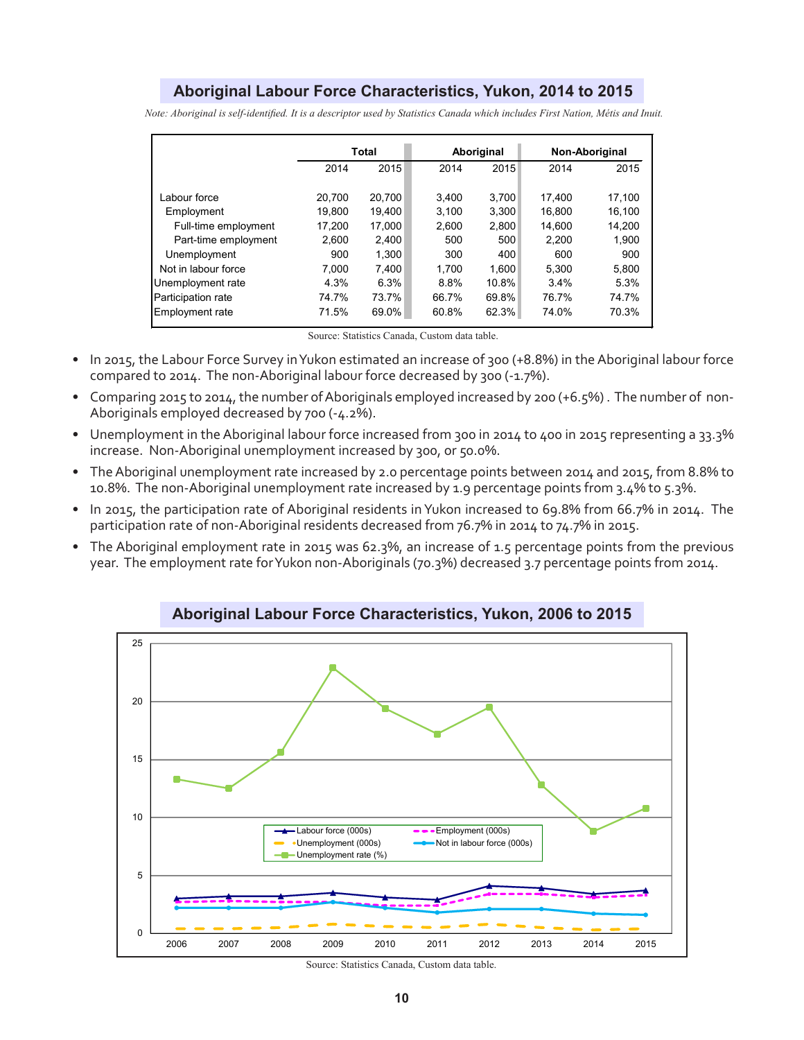## Aboriginal Labour Force Characteristics, Yukon, 2014 to 2015

*Note: Aboriginal is self-identified. It is a descriptor used by Statistics Canada which includes First Nation, Métis and Inuit.*

| | Total | | Aboriginal | | Non-Aboriginal | |
|---|---|---|---|---|---|---|
| | 2014 | 2015 | 2014 | 2015 | 2014 | 2015 |
| Labour force | 20,700 | 20,700 | 3,400 | 3,700 | 17,400 | 17,100 |
| Employment | 19,800 | 19,400 | 3,100 | 3,300 | 16,800 | 16,100 |
| Full-time employment | 17,200 | 17,000 | 2,600 | 2,800 | 14,600 | 14,200 |
| Part-time employment | 2,600 | 2,400 | 500 | 500 | 2,200 | 1,900 |
| Unemployment | 900 | 1,300 | 300 | 400 | 600 | 900 |
| Not in labour force | 7,000 | 7,400 | 1,700 | 1,600 | 5,300 | 5,800 |
| Unemployment rate | 4.3% | 6.3% | 8.8% | 10.8% | 3.4% | 5.3% |
| Participation rate | 74.7% | 73.7% | 66.7% | 69.8% | 76.7% | 74.7% |
| Employment rate | 71.5% | 69.0% | 60.8% | 62.3% | 74.0% | 70.3% |

Source: Statistics Canada, Custom data table.

- In 2015, the Labour Force Survey in Yukon estimated an increase of 300 (+8.8%) in the Aboriginal labour force compared to 2014. The non-Aboriginal labour force decreased by 300 (-1.7%).
- Comparing 2015 to 2014, the number of Aboriginals employed increased by 200 (+6.5%) . The number of non-Aboriginals employed decreased by 700 (-4.2%).
- Unemployment in the Aboriginal labour force increased from 300 in 2014 to 400 in 2015 representing a 33.3% increase. Non-Aboriginal unemployment increased by 300, or 50.0%.
- The Aboriginal unemployment rate increased by 2.0 percentage points between 2014 and 2015, from 8.8% to 10.8%. The non-Aboriginal unemployment rate increased by 1.9 percentage points from 3.4% to 5.3%.
- In 2015, the participation rate of Aboriginal residents in Yukon increased to 69.8% from 66.7% in 2014. The participation rate of non-Aboriginal residents decreased from 76.7% in 2014 to 74.7% in 2015.
- The Aboriginal employment rate in 2015 was 62.3%, an increase of 1.5 percentage points from the previous year. The employment rate for Yukon non-Aboriginals (70.3%) decreased 3.7 percentage points from 2014.

## Aboriginal Labour Force Characteristics, Yukon, 2006 to 2015

Source: Statistics Canada, Custom data table.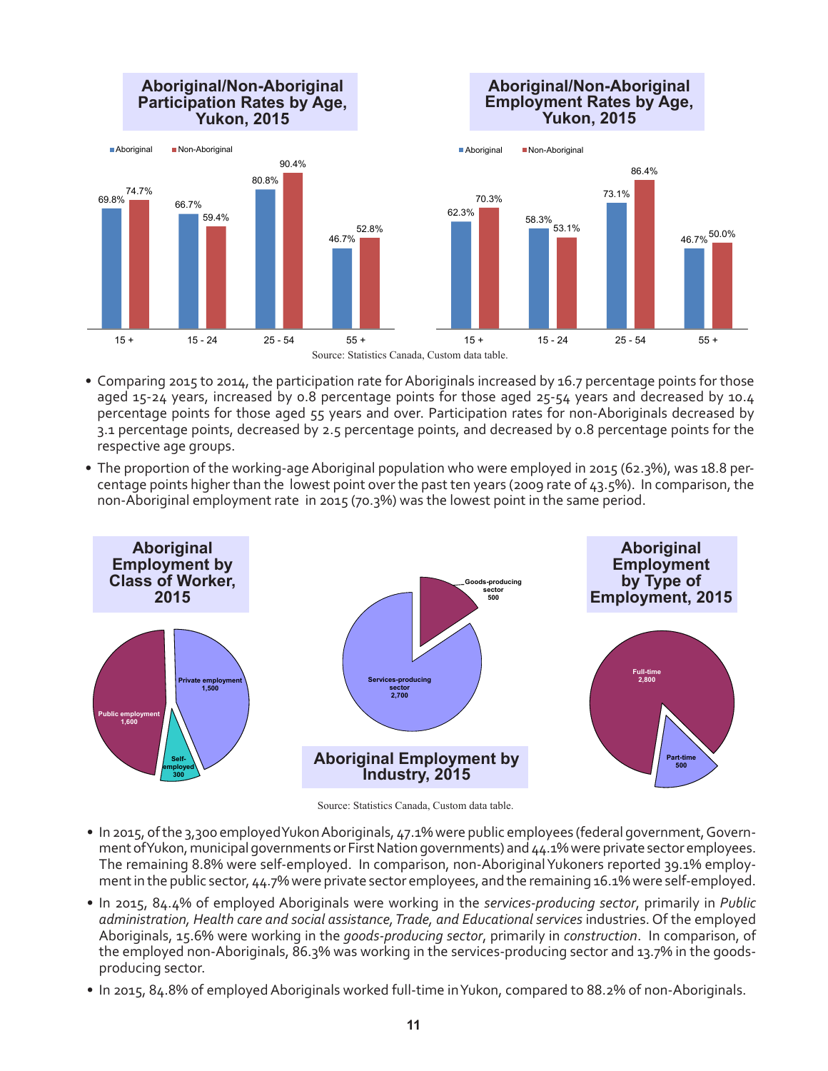## Aboriginal/Non-Aboriginal Participation Rates by Age, Yukon, 2015

| Age | Aboriginal | Non-Aboriginal |
|---|---|---|
| 15 + | 69.8% | 74.7% |
| 15 - 24 | 66.7% | 59.4% |
| 25 - 54 | 80.8% | 90.4% |
| 55 + | 46.7% | 52.8% |

## Aboriginal/Non-Aboriginal Employment Rates by Age, Yukon, 2015

| Age | Aboriginal | Non-Aboriginal |
|---|---|---|
| 15 + | 62.3% | 70.3% |
| 15 - 24 | 58.3% | 53.1% |
| 25 - 54 | 73.1% | 86.4% |
| 55 + | 46.7% | 50.0% |

Source: Statistics Canada, Custom data table.

- Comparing 2015 to 2014, the participation rate for Aboriginals increased by 16.7 percentage points for those aged 15-24 years, increased by 0.8 percentage points for those aged 25-54 years and decreased by 10.4 percentage points for those aged 55 years and over. Participation rates for non-Aboriginals decreased by 3.1 percentage points, decreased by 2.5 percentage points, and decreased by 0.8 percentage points for the respective age groups.
- The proportion of the working-age Aboriginal population who were employed in 2015 (62.3%), was 18.8 percentage points higher than the lowest point over the past ten years (2009 rate of 43.5%). In comparison, the non-Aboriginal employment rate in 2015 (70.3%) was the lowest point in the same period.

## Aboriginal Employment by Class of Worker, 2015

| Class of Worker | Employed |
|---|---|
| Public employment | 1,600 |
| Private employment | 1,500 |
| Self-employed | 300 |

## Aboriginal Employment by Industry, 2015

| Industry | Employed |
|---|---|
| Services-producing sector | 2,700 |
| Goods-producing sector | 500 |

## Aboriginal Employment by Type of Employment, 2015

| Type | Employed |
|---|---|
| Full-time | 2,800 |
| Part-time | 500 |

Source: Statistics Canada, Custom data table.

- In 2015, of the 3,300 employed Yukon Aboriginals, 47.1% were public employees (federal government, Government of Yukon, municipal governments or First Nation governments) and 44.1% were private sector employees. The remaining 8.8% were self-employed. In comparison, non-Aboriginal Yukoners reported 39.1% employment in the public sector, 44.7% were private sector employees, and the remaining 16.1% were self-employed.
- In 2015, 84.4% of employed Aboriginals were working in the *services-producing sector*, primarily in *Public administration, Health care and social assistance, Trade, and Educational services* industries. Of the employed Aboriginals, 15.6% were working in the *goods-producing sector*, primarily in *construction*. In comparison, of the employed non-Aboriginals, 86.3% was working in the services-producing sector and 13.7% in the goods-producing sector.
- In 2015, 84.8% of employed Aboriginals worked full-time in Yukon, compared to 88.2% of non-Aboriginals.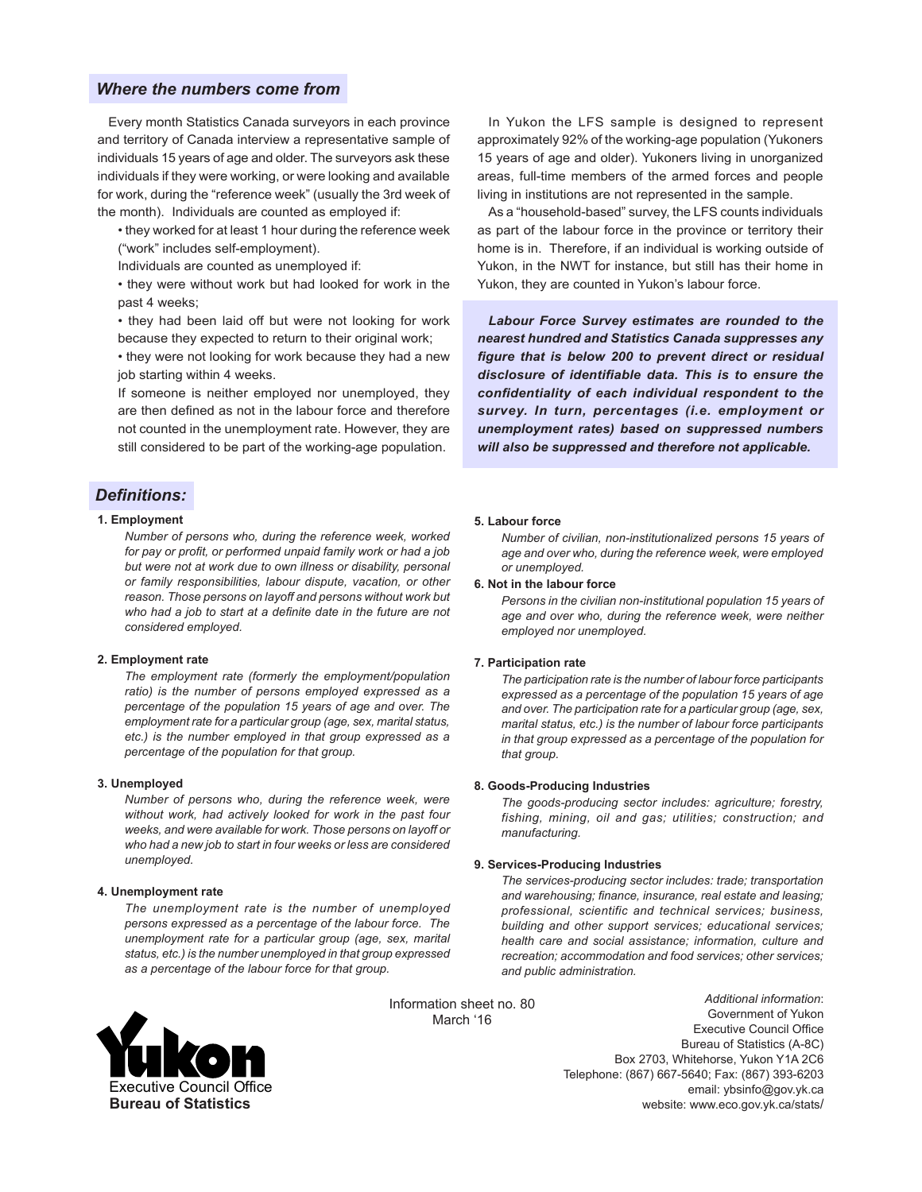## *Where the numbers come from*

Every month Statistics Canada surveyors in each province and territory of Canada interview a representative sample of individuals 15 years of age and older. The surveyors ask these individuals if they were working, or were looking and available for work, during the "reference week" (usually the 3rd week of the month). Individuals are counted as employed if:

- they worked for at least 1 hour during the reference week ("work" includes self-employment).

Individuals are counted as unemployed if:

- they were without work but had looked for work in the past 4 weeks;
- they had been laid off but were not looking for work because they expected to return to their original work;
- they were not looking for work because they had a new job starting within 4 weeks.

If someone is neither employed nor unemployed, they are then defined as not in the labour force and therefore not counted in the unemployment rate. However, they are still considered to be part of the working-age population.

In Yukon the LFS sample is designed to represent approximately 92% of the working-age population (Yukoners 15 years of age and older). Yukoners living in unorganized areas, full-time members of the armed forces and people living in institutions are not represented in the sample.

As a "household-based" survey, the LFS counts individuals as part of the labour force in the province or territory their home is in. Therefore, if an individual is working outside of Yukon, in the NWT for instance, but still has their home in Yukon, they are counted in Yukon's labour force.

***Labour Force Survey estimates are rounded to the nearest hundred and Statistics Canada suppresses any figure that is below 200 to prevent direct or residual disclosure of identifiable data. This is to ensure the confidentiality of each individual respondent to the survey. In turn, percentages (i.e. employment or unemployment rates) based on suppressed numbers will also be suppressed and therefore not applicable.***

## *Definitions:*

**1. Employment**

*Number of persons who, during the reference week, worked for pay or profit, or performed unpaid family work or had a job but were not at work due to own illness or disability, personal or family responsibilities, labour dispute, vacation, or other reason. Those persons on layoff and persons without work but who had a job to start at a definite date in the future are not considered employed.*

**2. Employment rate**

*The employment rate (formerly the employment/population ratio) is the number of persons employed expressed as a percentage of the population 15 years of age and over. The employment rate for a particular group (age, sex, marital status, etc.) is the number employed in that group expressed as a percentage of the population for that group.*

**3. Unemployed**

*Number of persons who, during the reference week, were without work, had actively looked for work in the past four weeks, and were available for work. Those persons on layoff or who had a new job to start in four weeks or less are considered unemployed.*

**4. Unemployment rate**

*The unemployment rate is the number of unemployed persons expressed as a percentage of the labour force. The unemployment rate for a particular group (age, sex, marital status, etc.) is the number unemployed in that group expressed as a percentage of the labour force for that group.*

**5. Labour force**

*Number of civilian, non-institutionalized persons 15 years of age and over who, during the reference week, were employed or unemployed.*

**6. Not in the labour force**

*Persons in the civilian non-institutional population 15 years of age and over who, during the reference week, were neither employed nor unemployed.*

**7. Participation rate**

*The participation rate is the number of labour force participants expressed as a percentage of the population 15 years of age and over. The participation rate for a particular group (age, sex, marital status, etc.) is the number of labour force participants in that group expressed as a percentage of the population for that group.*

**8. Goods-Producing Industries**

*The goods-producing sector includes: agriculture; forestry, fishing, mining, oil and gas; utilities; construction; and manufacturing.*

**9. Services-Producing Industries**

*The services-producing sector includes: trade; transportation and warehousing; finance, insurance, real estate and leasing; professional, scientific and technical services; business, building and other support services; educational services; health care and social assistance; information, culture and recreation; accommodation and food services; other services; and public administration.*

Information sheet no. 80
March '16

Yukon
Executive Council Office
**Bureau of Statistics**

*Additional information*:
Government of Yukon
Executive Council Office
Bureau of Statistics (A-8C)
Box 2703, Whitehorse, Yukon Y1A 2C6
Telephone: (867) 667-5640; Fax: (867) 393-6203
email: ybsinfo@gov.yk.ca
website: www.eco.gov.yk.ca/stats/